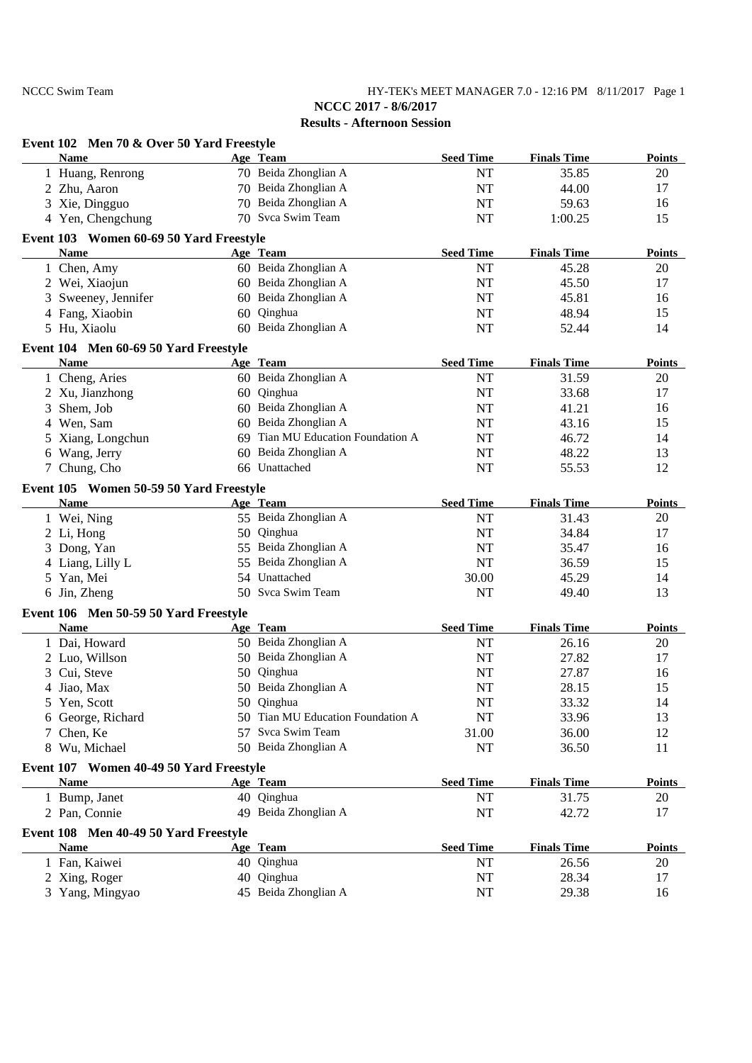# NCCC 2017 - 8/6/2017

## Results - Afternoon Session

### Event 102 Men 70 & Over 50 Yard Freestyle

| | Name | Age | Team | Seed Time | Finals Time | Points |
|---|---|---|---|---|---|---|
| 1 | Huang, Renrong | 70 | Beida Zhonglian A | NT | 35.85 | 20 |
| 2 | Zhu, Aaron | 70 | Beida Zhonglian A | NT | 44.00 | 17 |
| 3 | Xie, Dingguo | 70 | Beida Zhonglian A | NT | 59.63 | 16 |
| 4 | Yen, Chengchung | 70 | Svca Swim Team | NT | 1:00.25 | 15 |

### Event 103 Women 60-69 50 Yard Freestyle

| | Name | Age | Team | Seed Time | Finals Time | Points |
|---|---|---|---|---|---|---|
| 1 | Chen, Amy | 60 | Beida Zhonglian A | NT | 45.28 | 20 |
| 2 | Wei, Xiaojun | 60 | Beida Zhonglian A | NT | 45.50 | 17 |
| 3 | Sweeney, Jennifer | 60 | Beida Zhonglian A | NT | 45.81 | 16 |
| 4 | Fang, Xiaobin | 60 | Qinghua | NT | 48.94 | 15 |
| 5 | Hu, Xiaolu | 60 | Beida Zhonglian A | NT | 52.44 | 14 |

### Event 104 Men 60-69 50 Yard Freestyle

| | Name | Age | Team | Seed Time | Finals Time | Points |
|---|---|---|---|---|---|---|
| 1 | Cheng, Aries | 60 | Beida Zhonglian A | NT | 31.59 | 20 |
| 2 | Xu, Jianzhong | 60 | Qinghua | NT | 33.68 | 17 |
| 3 | Shem, Job | 60 | Beida Zhonglian A | NT | 41.21 | 16 |
| 4 | Wen, Sam | 60 | Beida Zhonglian A | NT | 43.16 | 15 |
| 5 | Xiang, Longchun | 69 | Tian MU Education Foundation A | NT | 46.72 | 14 |
| 6 | Wang, Jerry | 60 | Beida Zhonglian A | NT | 48.22 | 13 |
| 7 | Chung, Cho | 66 | Unattached | NT | 55.53 | 12 |

### Event 105 Women 50-59 50 Yard Freestyle

| | Name | Age | Team | Seed Time | Finals Time | Points |
|---|---|---|---|---|---|---|
| 1 | Wei, Ning | 55 | Beida Zhonglian A | NT | 31.43 | 20 |
| 2 | Li, Hong | 50 | Qinghua | NT | 34.84 | 17 |
| 3 | Dong, Yan | 55 | Beida Zhonglian A | NT | 35.47 | 16 |
| 4 | Liang, Lilly L | 55 | Beida Zhonglian A | NT | 36.59 | 15 |
| 5 | Yan, Mei | 54 | Unattached | 30.00 | 45.29 | 14 |
| 6 | Jin, Zheng | 50 | Svca Swim Team | NT | 49.40 | 13 |

### Event 106 Men 50-59 50 Yard Freestyle

| | Name | Age | Team | Seed Time | Finals Time | Points |
|---|---|---|---|---|---|---|
| 1 | Dai, Howard | 50 | Beida Zhonglian A | NT | 26.16 | 20 |
| 2 | Luo, Willson | 50 | Beida Zhonglian A | NT | 27.82 | 17 |
| 3 | Cui, Steve | 50 | Qinghua | NT | 27.87 | 16 |
| 4 | Jiao, Max | 50 | Beida Zhonglian A | NT | 28.15 | 15 |
| 5 | Yen, Scott | 50 | Qinghua | NT | 33.32 | 14 |
| 6 | George, Richard | 50 | Tian MU Education Foundation A | NT | 33.96 | 13 |
| 7 | Chen, Ke | 57 | Svca Swim Team | 31.00 | 36.00 | 12 |
| 8 | Wu, Michael | 50 | Beida Zhonglian A | NT | 36.50 | 11 |

### Event 107 Women 40-49 50 Yard Freestyle

| | Name | Age | Team | Seed Time | Finals Time | Points |
|---|---|---|---|---|---|---|
| 1 | Bump, Janet | 40 | Qinghua | NT | 31.75 | 20 |
| 2 | Pan, Connie | 49 | Beida Zhonglian A | NT | 42.72 | 17 |

### Event 108 Men 40-49 50 Yard Freestyle

| | Name | Age | Team | Seed Time | Finals Time | Points |
|---|---|---|---|---|---|---|
| 1 | Fan, Kaiwei | 40 | Qinghua | NT | 26.56 | 20 |
| 2 | Xing, Roger | 40 | Qinghua | NT | 28.34 | 17 |
| 3 | Yang, Mingyao | 45 | Beida Zhonglian A | NT | 29.38 | 16 |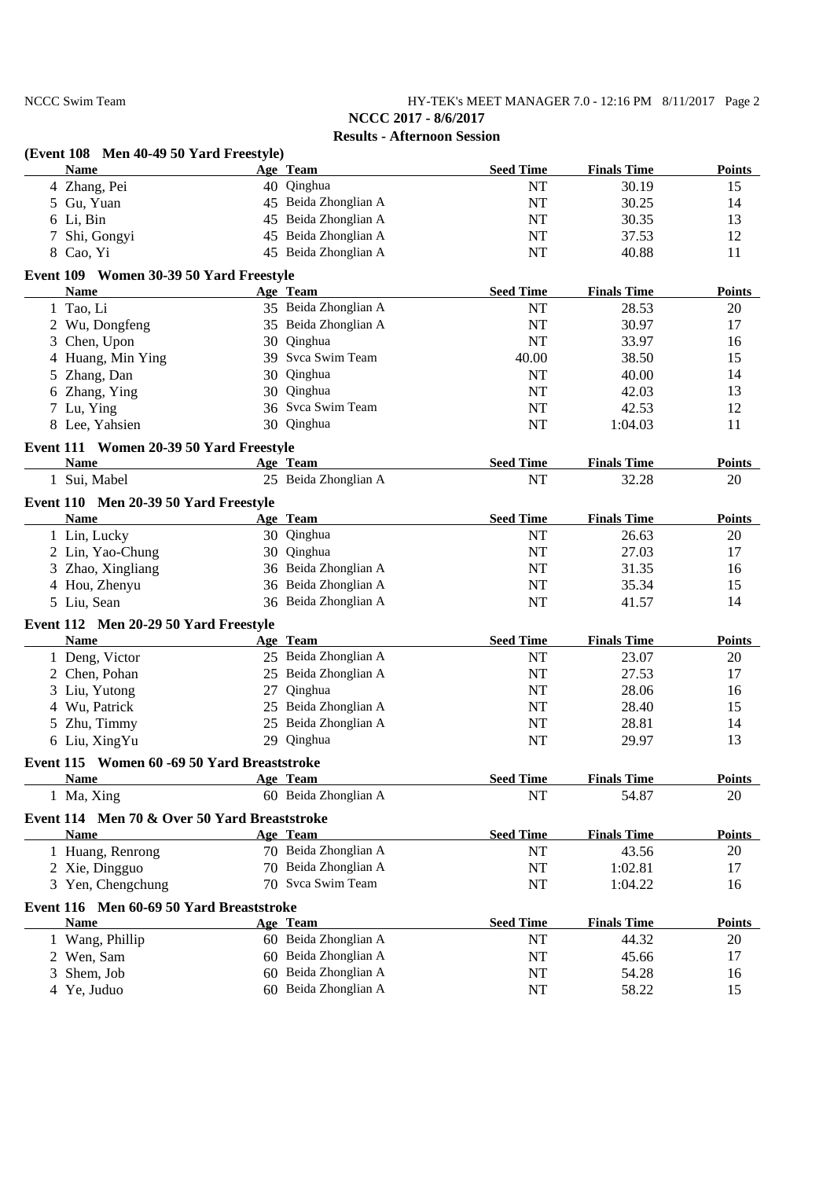**NCCC 2017 - 8/6/2017**

**Results - Afternoon Session**

**(Event 108 Men 40-49 50 Yard Freestyle)**

| | Name | Age | Team | Seed Time | Finals Time | Points |
|---|---|---|---|---|---|---|
| 4 | Zhang, Pei | 40 | Qinghua | NT | 30.19 | 15 |
| 5 | Gu, Yuan | 45 | Beida Zhonglian A | NT | 30.25 | 14 |
| 6 | Li, Bin | 45 | Beida Zhonglian A | NT | 30.35 | 13 |
| 7 | Shi, Gongyi | 45 | Beida Zhonglian A | NT | 37.53 | 12 |
| 8 | Cao, Yi | 45 | Beida Zhonglian A | NT | 40.88 | 11 |

**Event 109 Women 30-39 50 Yard Freestyle**

| | Name | Age | Team | Seed Time | Finals Time | Points |
|---|---|---|---|---|---|---|
| 1 | Tao, Li | 35 | Beida Zhonglian A | NT | 28.53 | 20 |
| 2 | Wu, Dongfeng | 35 | Beida Zhonglian A | NT | 30.97 | 17 |
| 3 | Chen, Upon | 30 | Qinghua | NT | 33.97 | 16 |
| 4 | Huang, Min Ying | 39 | Svca Swim Team | 40.00 | 38.50 | 15 |
| 5 | Zhang, Dan | 30 | Qinghua | NT | 40.00 | 14 |
| 6 | Zhang, Ying | 30 | Qinghua | NT | 42.03 | 13 |
| 7 | Lu, Ying | 36 | Svca Swim Team | NT | 42.53 | 12 |
| 8 | Lee, Yahsien | 30 | Qinghua | NT | 1:04.03 | 11 |

**Event 111 Women 20-39 50 Yard Freestyle**

| | Name | Age | Team | Seed Time | Finals Time | Points |
|---|---|---|---|---|---|---|
| 1 | Sui, Mabel | 25 | Beida Zhonglian A | NT | 32.28 | 20 |

**Event 110 Men 20-39 50 Yard Freestyle**

| | Name | Age | Team | Seed Time | Finals Time | Points |
|---|---|---|---|---|---|---|
| 1 | Lin, Lucky | 30 | Qinghua | NT | 26.63 | 20 |
| 2 | Lin, Yao-Chung | 30 | Qinghua | NT | 27.03 | 17 |
| 3 | Zhao, Xingliang | 36 | Beida Zhonglian A | NT | 31.35 | 16 |
| 4 | Hou, Zhenyu | 36 | Beida Zhonglian A | NT | 35.34 | 15 |
| 5 | Liu, Sean | 36 | Beida Zhonglian A | NT | 41.57 | 14 |

**Event 112 Men 20-29 50 Yard Freestyle**

| | Name | Age | Team | Seed Time | Finals Time | Points |
|---|---|---|---|---|---|---|
| 1 | Deng, Victor | 25 | Beida Zhonglian A | NT | 23.07 | 20 |
| 2 | Chen, Pohan | 25 | Beida Zhonglian A | NT | 27.53 | 17 |
| 3 | Liu, Yutong | 27 | Qinghua | NT | 28.06 | 16 |
| 4 | Wu, Patrick | 25 | Beida Zhonglian A | NT | 28.40 | 15 |
| 5 | Zhu, Timmy | 25 | Beida Zhonglian A | NT | 28.81 | 14 |
| 6 | Liu, XingYu | 29 | Qinghua | NT | 29.97 | 13 |

**Event 115 Women 60 -69 50 Yard Breaststroke**

| | Name | Age | Team | Seed Time | Finals Time | Points |
|---|---|---|---|---|---|---|
| 1 | Ma, Xing | 60 | Beida Zhonglian A | NT | 54.87 | 20 |

**Event 114 Men 70 & Over 50 Yard Breaststroke**

| | Name | Age | Team | Seed Time | Finals Time | Points |
|---|---|---|---|---|---|---|
| 1 | Huang, Renrong | 70 | Beida Zhonglian A | NT | 43.56 | 20 |
| 2 | Xie, Dingguo | 70 | Beida Zhonglian A | NT | 1:02.81 | 17 |
| 3 | Yen, Chengchung | 70 | Svca Swim Team | NT | 1:04.22 | 16 |

**Event 116 Men 60-69 50 Yard Breaststroke**

| | Name | Age | Team | Seed Time | Finals Time | Points |
|---|---|---|---|---|---|---|
| 1 | Wang, Phillip | 60 | Beida Zhonglian A | NT | 44.32 | 20 |
| 2 | Wen, Sam | 60 | Beida Zhonglian A | NT | 45.66 | 17 |
| 3 | Shem, Job | 60 | Beida Zhonglian A | NT | 54.28 | 16 |
| 4 | Ye, Juduo | 60 | Beida Zhonglian A | NT | 58.22 | 15 |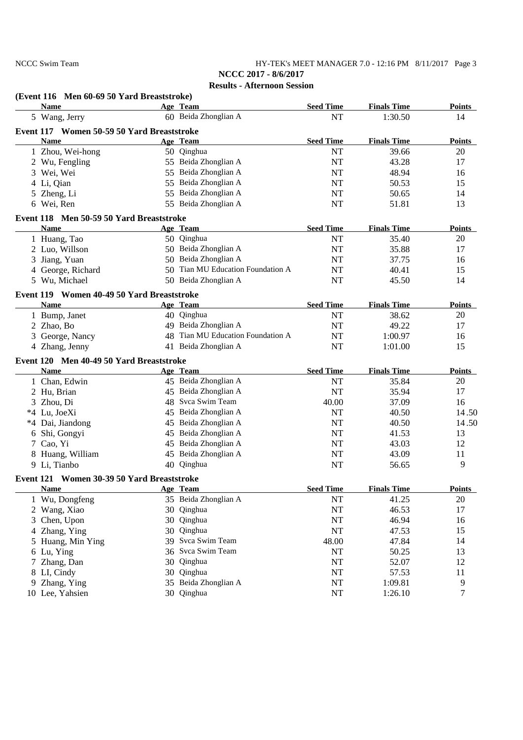NCCC 2017 - 8/6/2017

## Results - Afternoon Session

### (Event 116 Men 60-69 50 Yard Breaststroke)

| | Name | Age | Team | Seed Time | Finals Time | Points |
|---|---|---|---|---|---|---|
| 5 | Wang, Jerry | 60 | Beida Zhonglian A | NT | 1:30.50 | 14 |

### Event 117 Women 50-59 50 Yard Breaststroke

| | Name | Age | Team | Seed Time | Finals Time | Points |
|---|---|---|---|---|---|---|
| 1 | Zhou, Wei-hong | 50 | Qinghua | NT | 39.66 | 20 |
| 2 | Wu, Fengling | 55 | Beida Zhonglian A | NT | 43.28 | 17 |
| 3 | Wei, Wei | 55 | Beida Zhonglian A | NT | 48.94 | 16 |
| 4 | Li, Qian | 55 | Beida Zhonglian A | NT | 50.53 | 15 |
| 5 | Zheng, Li | 55 | Beida Zhonglian A | NT | 50.65 | 14 |
| 6 | Wei, Ren | 55 | Beida Zhonglian A | NT | 51.81 | 13 |

### Event 118 Men 50-59 50 Yard Breaststroke

| | Name | Age | Team | Seed Time | Finals Time | Points |
|---|---|---|---|---|---|---|
| 1 | Huang, Tao | 50 | Qinghua | NT | 35.40 | 20 |
| 2 | Luo, Willson | 50 | Beida Zhonglian A | NT | 35.88 | 17 |
| 3 | Jiang, Yuan | 50 | Beida Zhonglian A | NT | 37.75 | 16 |
| 4 | George, Richard | 50 | Tian MU Education Foundation A | NT | 40.41 | 15 |
| 5 | Wu, Michael | 50 | Beida Zhonglian A | NT | 45.50 | 14 |

### Event 119 Women 40-49 50 Yard Breaststroke

| | Name | Age | Team | Seed Time | Finals Time | Points |
|---|---|---|---|---|---|---|
| 1 | Bump, Janet | 40 | Qinghua | NT | 38.62 | 20 |
| 2 | Zhao, Bo | 49 | Beida Zhonglian A | NT | 49.22 | 17 |
| 3 | George, Nancy | 48 | Tian MU Education Foundation A | NT | 1:00.97 | 16 |
| 4 | Zhang, Jenny | 41 | Beida Zhonglian A | NT | 1:01.00 | 15 |

### Event 120 Men 40-49 50 Yard Breaststroke

| | Name | Age | Team | Seed Time | Finals Time | Points |
|---|---|---|---|---|---|---|
| 1 | Chan, Edwin | 45 | Beida Zhonglian A | NT | 35.84 | 20 |
| 2 | Hu, Brian | 45 | Beida Zhonglian A | NT | 35.94 | 17 |
| 3 | Zhou, Di | 48 | Svca Swim Team | 40.00 | 37.09 | 16 |
| *4 | Lu, JoeXi | 45 | Beida Zhonglian A | NT | 40.50 | 14.50 |
| *4 | Dai, Jiandong | 45 | Beida Zhonglian A | NT | 40.50 | 14.50 |
| 6 | Shi, Gongyi | 45 | Beida Zhonglian A | NT | 41.53 | 13 |
| 7 | Cao, Yi | 45 | Beida Zhonglian A | NT | 43.03 | 12 |
| 8 | Huang, William | 45 | Beida Zhonglian A | NT | 43.09 | 11 |
| 9 | Li, Tianbo | 40 | Qinghua | NT | 56.65 | 9 |

### Event 121 Women 30-39 50 Yard Breaststroke

| | Name | Age | Team | Seed Time | Finals Time | Points |
|---|---|---|---|---|---|---|
| 1 | Wu, Dongfeng | 35 | Beida Zhonglian A | NT | 41.25 | 20 |
| 2 | Wang, Xiao | 30 | Qinghua | NT | 46.53 | 17 |
| 3 | Chen, Upon | 30 | Qinghua | NT | 46.94 | 16 |
| 4 | Zhang, Ying | 30 | Qinghua | NT | 47.53 | 15 |
| 5 | Huang, Min Ying | 39 | Svca Swim Team | 48.00 | 47.84 | 14 |
| 6 | Lu, Ying | 36 | Svca Swim Team | NT | 50.25 | 13 |
| 7 | Zhang, Dan | 30 | Qinghua | NT | 52.07 | 12 |
| 8 | LI, Cindy | 30 | Qinghua | NT | 57.53 | 11 |
| 9 | Zhang, Ying | 35 | Beida Zhonglian A | NT | 1:09.81 | 9 |
| 10 | Lee, Yahsien | 30 | Qinghua | NT | 1:26.10 | 7 |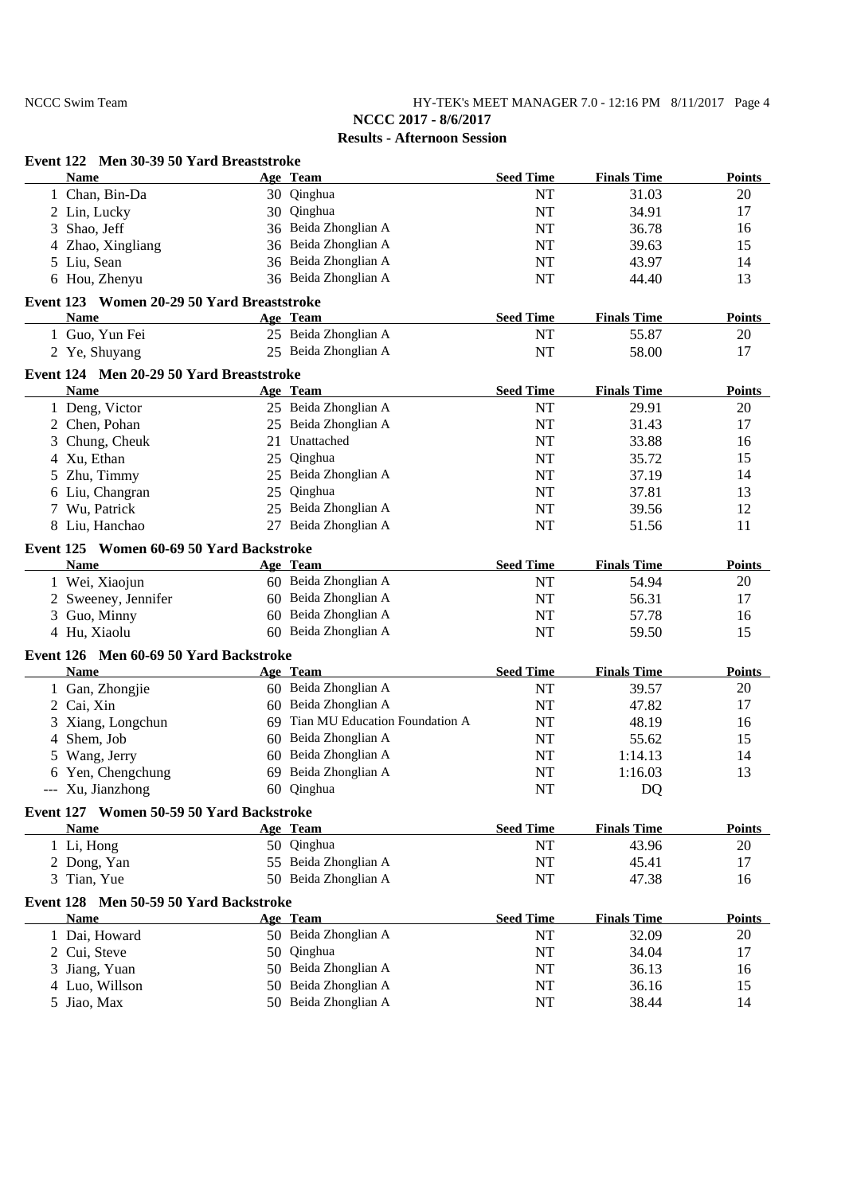**NCCC 2017 - 8/6/2017**

**Results - Afternoon Session**

### Event 122 Men 30-39 50 Yard Breaststroke

| | Name | Age | Team | Seed Time | Finals Time | Points |
|---|---|---|---|---|---|---|
| 1 | Chan, Bin-Da | 30 | Qinghua | NT | 31.03 | 20 |
| 2 | Lin, Lucky | 30 | Qinghua | NT | 34.91 | 17 |
| 3 | Shao, Jeff | 36 | Beida Zhonglian A | NT | 36.78 | 16 |
| 4 | Zhao, Xingliang | 36 | Beida Zhonglian A | NT | 39.63 | 15 |
| 5 | Liu, Sean | 36 | Beida Zhonglian A | NT | 43.97 | 14 |
| 6 | Hou, Zhenyu | 36 | Beida Zhonglian A | NT | 44.40 | 13 |

### Event 123 Women 20-29 50 Yard Breaststroke

| | Name | Age | Team | Seed Time | Finals Time | Points |
|---|---|---|---|---|---|---|
| 1 | Guo, Yun Fei | 25 | Beida Zhonglian A | NT | 55.87 | 20 |
| 2 | Ye, Shuyang | 25 | Beida Zhonglian A | NT | 58.00 | 17 |

### Event 124 Men 20-29 50 Yard Breaststroke

| | Name | Age | Team | Seed Time | Finals Time | Points |
|---|---|---|---|---|---|---|
| 1 | Deng, Victor | 25 | Beida Zhonglian A | NT | 29.91 | 20 |
| 2 | Chen, Pohan | 25 | Beida Zhonglian A | NT | 31.43 | 17 |
| 3 | Chung, Cheuk | 21 | Unattached | NT | 33.88 | 16 |
| 4 | Xu, Ethan | 25 | Qinghua | NT | 35.72 | 15 |
| 5 | Zhu, Timmy | 25 | Beida Zhonglian A | NT | 37.19 | 14 |
| 6 | Liu, Changran | 25 | Qinghua | NT | 37.81 | 13 |
| 7 | Wu, Patrick | 25 | Beida Zhonglian A | NT | 39.56 | 12 |
| 8 | Liu, Hanchao | 27 | Beida Zhonglian A | NT | 51.56 | 11 |

### Event 125 Women 60-69 50 Yard Backstroke

| | Name | Age | Team | Seed Time | Finals Time | Points |
|---|---|---|---|---|---|---|
| 1 | Wei, Xiaojun | 60 | Beida Zhonglian A | NT | 54.94 | 20 |
| 2 | Sweeney, Jennifer | 60 | Beida Zhonglian A | NT | 56.31 | 17 |
| 3 | Guo, Minny | 60 | Beida Zhonglian A | NT | 57.78 | 16 |
| 4 | Hu, Xiaolu | 60 | Beida Zhonglian A | NT | 59.50 | 15 |

### Event 126 Men 60-69 50 Yard Backstroke

| | Name | Age | Team | Seed Time | Finals Time | Points |
|---|---|---|---|---|---|---|
| 1 | Gan, Zhongjie | 60 | Beida Zhonglian A | NT | 39.57 | 20 |
| 2 | Cai, Xin | 60 | Beida Zhonglian A | NT | 47.82 | 17 |
| 3 | Xiang, Longchun | 69 | Tian MU Education Foundation A | NT | 48.19 | 16 |
| 4 | Shem, Job | 60 | Beida Zhonglian A | NT | 55.62 | 15 |
| 5 | Wang, Jerry | 60 | Beida Zhonglian A | NT | 1:14.13 | 14 |
| 6 | Yen, Chengchung | 69 | Beida Zhonglian A | NT | 1:16.03 | 13 |
| --- | Xu, Jianzhong | 60 | Qinghua | NT | DQ | |

### Event 127 Women 50-59 50 Yard Backstroke

| | Name | Age | Team | Seed Time | Finals Time | Points |
|---|---|---|---|---|---|---|
| 1 | Li, Hong | 50 | Qinghua | NT | 43.96 | 20 |
| 2 | Dong, Yan | 55 | Beida Zhonglian A | NT | 45.41 | 17 |
| 3 | Tian, Yue | 50 | Beida Zhonglian A | NT | 47.38 | 16 |

### Event 128 Men 50-59 50 Yard Backstroke

| | Name | Age | Team | Seed Time | Finals Time | Points |
|---|---|---|---|---|---|---|
| 1 | Dai, Howard | 50 | Beida Zhonglian A | NT | 32.09 | 20 |
| 2 | Cui, Steve | 50 | Qinghua | NT | 34.04 | 17 |
| 3 | Jiang, Yuan | 50 | Beida Zhonglian A | NT | 36.13 | 16 |
| 4 | Luo, Willson | 50 | Beida Zhonglian A | NT | 36.16 | 15 |
| 5 | Jiao, Max | 50 | Beida Zhonglian A | NT | 38.44 | 14 |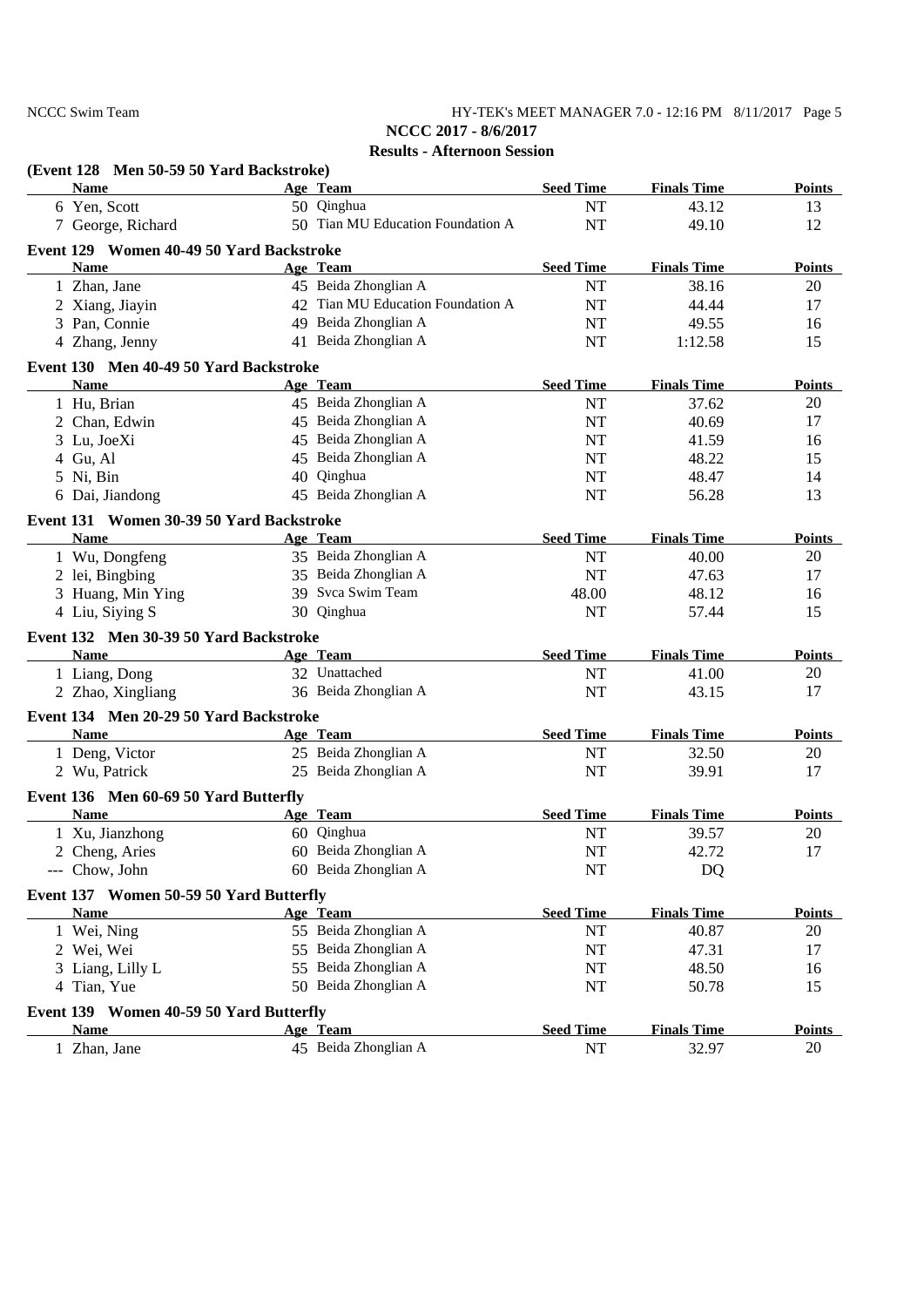**NCCC 2017 - 8/6/2017**

**Results - Afternoon Session**

### (Event 128 Men 50-59 50 Yard Backstroke)

| | Name | Age | Team | Seed Time | Finals Time | Points |
|---|---|---|---|---|---|---|
| 6 | Yen, Scott | 50 | Qinghua | NT | 43.12 | 13 |
| 7 | George, Richard | 50 | Tian MU Education Foundation A | NT | 49.10 | 12 |

### Event 129 Women 40-49 50 Yard Backstroke

| | Name | Age | Team | Seed Time | Finals Time | Points |
|---|---|---|---|---|---|---|
| 1 | Zhan, Jane | 45 | Beida Zhonglian A | NT | 38.16 | 20 |
| 2 | Xiang, Jiayin | 42 | Tian MU Education Foundation A | NT | 44.44 | 17 |
| 3 | Pan, Connie | 49 | Beida Zhonglian A | NT | 49.55 | 16 |
| 4 | Zhang, Jenny | 41 | Beida Zhonglian A | NT | 1:12.58 | 15 |

### Event 130 Men 40-49 50 Yard Backstroke

| | Name | Age | Team | Seed Time | Finals Time | Points |
|---|---|---|---|---|---|---|
| 1 | Hu, Brian | 45 | Beida Zhonglian A | NT | 37.62 | 20 |
| 2 | Chan, Edwin | 45 | Beida Zhonglian A | NT | 40.69 | 17 |
| 3 | Lu, JoeXi | 45 | Beida Zhonglian A | NT | 41.59 | 16 |
| 4 | Gu, Al | 45 | Beida Zhonglian A | NT | 48.22 | 15 |
| 5 | Ni, Bin | 40 | Qinghua | NT | 48.47 | 14 |
| 6 | Dai, Jiandong | 45 | Beida Zhonglian A | NT | 56.28 | 13 |

### Event 131 Women 30-39 50 Yard Backstroke

| | Name | Age | Team | Seed Time | Finals Time | Points |
|---|---|---|---|---|---|---|
| 1 | Wu, Dongfeng | 35 | Beida Zhonglian A | NT | 40.00 | 20 |
| 2 | lei, Bingbing | 35 | Beida Zhonglian A | NT | 47.63 | 17 |
| 3 | Huang, Min Ying | 39 | Svca Swim Team | 48.00 | 48.12 | 16 |
| 4 | Liu, Siying S | 30 | Qinghua | NT | 57.44 | 15 |

### Event 132 Men 30-39 50 Yard Backstroke

| | Name | Age | Team | Seed Time | Finals Time | Points |
|---|---|---|---|---|---|---|
| 1 | Liang, Dong | 32 | Unattached | NT | 41.00 | 20 |
| 2 | Zhao, Xingliang | 36 | Beida Zhonglian A | NT | 43.15 | 17 |

### Event 134 Men 20-29 50 Yard Backstroke

| | Name | Age | Team | Seed Time | Finals Time | Points |
|---|---|---|---|---|---|---|
| 1 | Deng, Victor | 25 | Beida Zhonglian A | NT | 32.50 | 20 |
| 2 | Wu, Patrick | 25 | Beida Zhonglian A | NT | 39.91 | 17 |

### Event 136 Men 60-69 50 Yard Butterfly

| | Name | Age | Team | Seed Time | Finals Time | Points |
|---|---|---|---|---|---|---|
| 1 | Xu, Jianzhong | 60 | Qinghua | NT | 39.57 | 20 |
| 2 | Cheng, Aries | 60 | Beida Zhonglian A | NT | 42.72 | 17 |
| --- | Chow, John | 60 | Beida Zhonglian A | NT | DQ | |

### Event 137 Women 50-59 50 Yard Butterfly

| | Name | Age | Team | Seed Time | Finals Time | Points |
|---|---|---|---|---|---|---|
| 1 | Wei, Ning | 55 | Beida Zhonglian A | NT | 40.87 | 20 |
| 2 | Wei, Wei | 55 | Beida Zhonglian A | NT | 47.31 | 17 |
| 3 | Liang, Lilly L | 55 | Beida Zhonglian A | NT | 48.50 | 16 |
| 4 | Tian, Yue | 50 | Beida Zhonglian A | NT | 50.78 | 15 |

### Event 139 Women 40-59 50 Yard Butterfly

| | Name | Age | Team | Seed Time | Finals Time | Points |
|---|---|---|---|---|---|---|
| 1 | Zhan, Jane | 45 | Beida Zhonglian A | NT | 32.97 | 20 |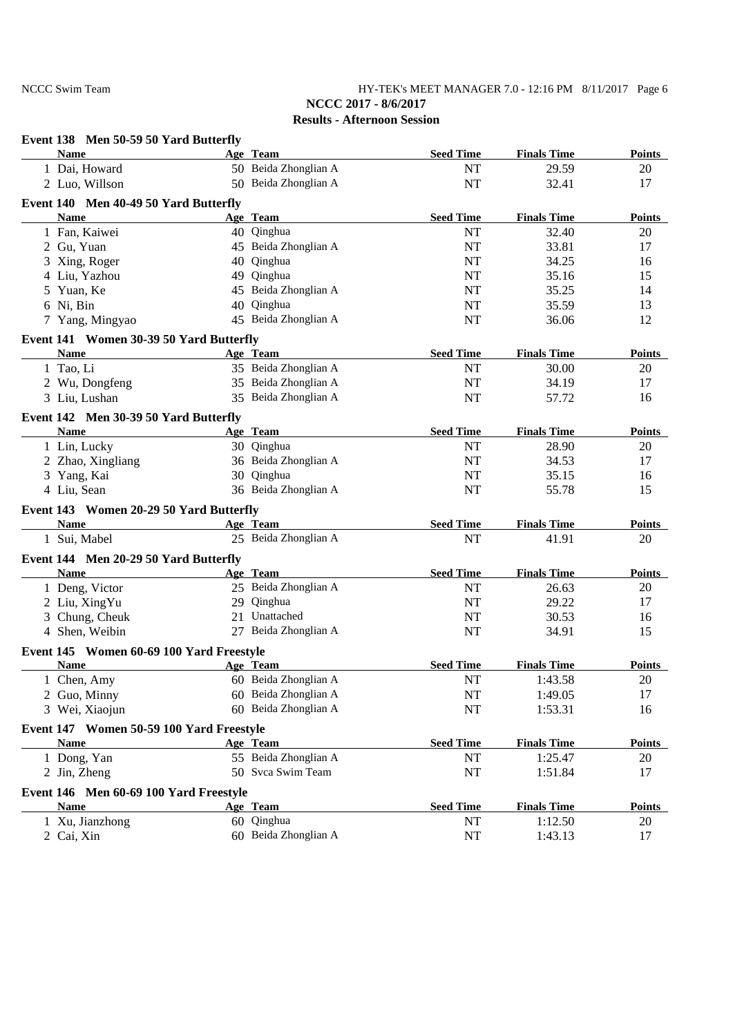NCCC Swim Team

HY-TEK's MEET MANAGER 7.0 - 12:16 PM 8/11/2017

**NCCC 2017 - 8/6/2017**

**Results - Afternoon Session**

**Event 138 Men 50-59 50 Yard Butterfly**

| Name | Age | Team | Seed Time | Finals Time | Points |
|---|---|---|---|---|---|
| 1 Dai, Howard | 50 | Beida Zhonglian A | NT | 29.59 | 20 |
| 2 Luo, Willson | 50 | Beida Zhonglian A | NT | 32.41 | 17 |

**Event 140 Men 40-49 50 Yard Butterfly**

| Name | Age | Team | Seed Time | Finals Time | Points |
|---|---|---|---|---|---|
| 1 Fan, Kaiwei | 40 | Qinghua | NT | 32.40 | 20 |
| 2 Gu, Yuan | 45 | Beida Zhonglian A | NT | 33.81 | 17 |
| 3 Xing, Roger | 40 | Qinghua | NT | 34.25 | 16 |
| 4 Liu, Yazhou | 49 | Qinghua | NT | 35.16 | 15 |
| 5 Yuan, Ke | 45 | Beida Zhonglian A | NT | 35.25 | 14 |
| 6 Ni, Bin | 40 | Qinghua | NT | 35.59 | 13 |
| 7 Yang, Mingyao | 45 | Beida Zhonglian A | NT | 36.06 | 12 |

**Event 141 Women 30-39 50 Yard Butterfly**

| Name | Age | Team | Seed Time | Finals Time | Points |
|---|---|---|---|---|---|
| 1 Tao, Li | 35 | Beida Zhonglian A | NT | 30.00 | 20 |
| 2 Wu, Dongfeng | 35 | Beida Zhonglian A | NT | 34.19 | 17 |
| 3 Liu, Lushan | 35 | Beida Zhonglian A | NT | 57.72 | 16 |

**Event 142 Men 30-39 50 Yard Butterfly**

| Name | Age | Team | Seed Time | Finals Time | Points |
|---|---|---|---|---|---|
| 1 Lin, Lucky | 30 | Qinghua | NT | 28.90 | 20 |
| 2 Zhao, Xingliang | 36 | Beida Zhonglian A | NT | 34.53 | 17 |
| 3 Yang, Kai | 30 | Qinghua | NT | 35.15 | 16 |
| 4 Liu, Sean | 36 | Beida Zhonglian A | NT | 55.78 | 15 |

**Event 143 Women 20-29 50 Yard Butterfly**

| Name | Age | Team | Seed Time | Finals Time | Points |
|---|---|---|---|---|---|
| 1 Sui, Mabel | 25 | Beida Zhonglian A | NT | 41.91 | 20 |

**Event 144 Men 20-29 50 Yard Butterfly**

| Name | Age | Team | Seed Time | Finals Time | Points |
|---|---|---|---|---|---|
| 1 Deng, Victor | 25 | Beida Zhonglian A | NT | 26.63 | 20 |
| 2 Liu, XingYu | 29 | Qinghua | NT | 29.22 | 17 |
| 3 Chung, Cheuk | 21 | Unattached | NT | 30.53 | 16 |
| 4 Shen, Weibin | 27 | Beida Zhonglian A | NT | 34.91 | 15 |

**Event 145 Women 60-69 100 Yard Freestyle**

| Name | Age | Team | Seed Time | Finals Time | Points |
|---|---|---|---|---|---|
| 1 Chen, Amy | 60 | Beida Zhonglian A | NT | 1:43.58 | 20 |
| 2 Guo, Minny | 60 | Beida Zhonglian A | NT | 1:49.05 | 17 |
| 3 Wei, Xiaojun | 60 | Beida Zhonglian A | NT | 1:53.31 | 16 |

**Event 147 Women 50-59 100 Yard Freestyle**

| Name | Age | Team | Seed Time | Finals Time | Points |
|---|---|---|---|---|---|
| 1 Dong, Yan | 55 | Beida Zhonglian A | NT | 1:25.47 | 20 |
| 2 Jin, Zheng | 50 | Svca Swim Team | NT | 1:51.84 | 17 |

**Event 146 Men 60-69 100 Yard Freestyle**

| Name | Age | Team | Seed Time | Finals Time | Points |
|---|---|---|---|---|---|
| 1 Xu, Jianzhong | 60 | Qinghua | NT | 1:12.50 | 20 |
| 2 Cai, Xin | 60 | Beida Zhonglian A | NT | 1:43.13 | 17 |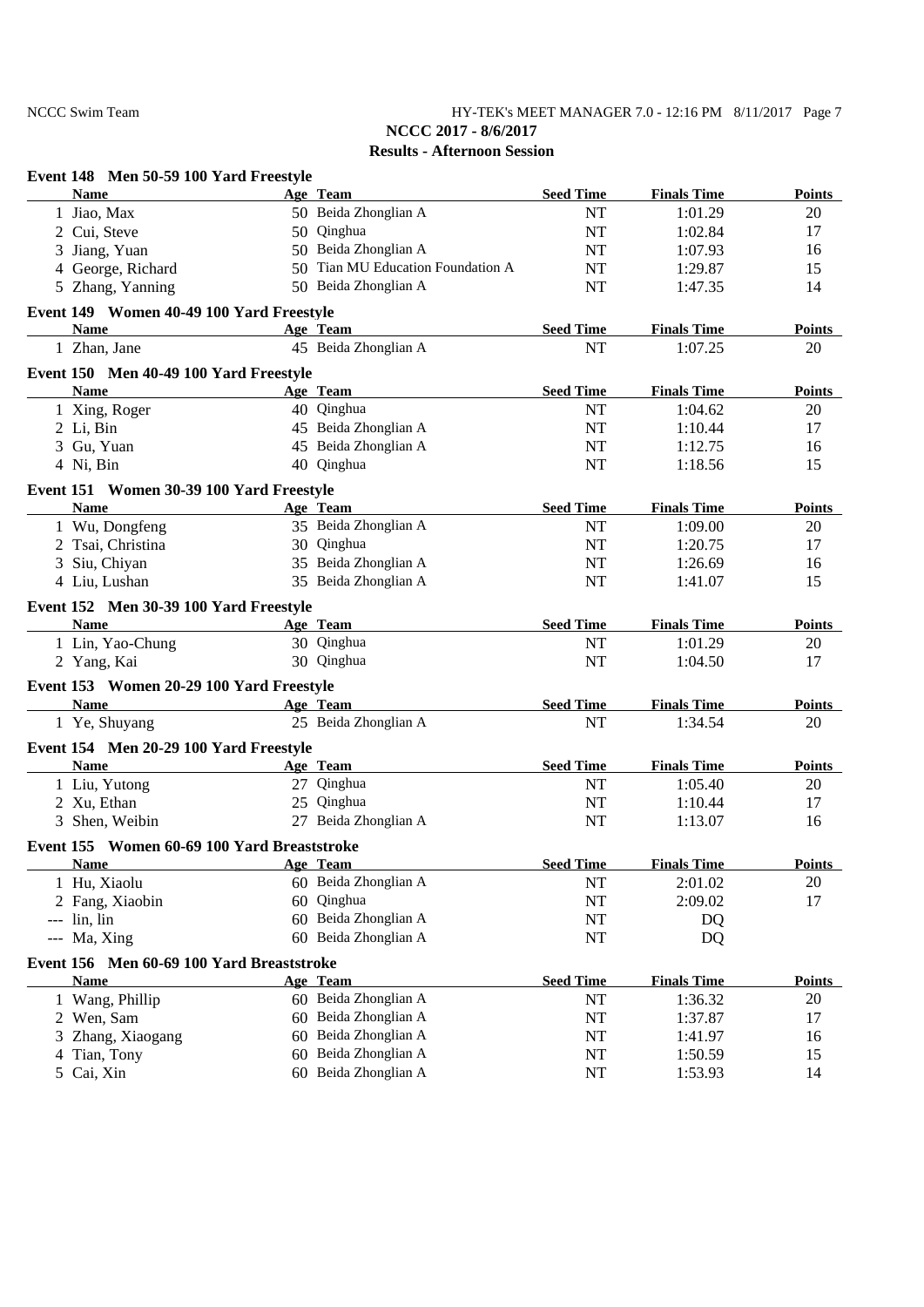**NCCC 2017 - 8/6/2017**

**Results - Afternoon Session**

### Event 148 Men 50-59 100 Yard Freestyle

| | Name | Age | Team | Seed Time | Finals Time | Points |
|---|---|---|---|---|---|---|
| 1 | Jiao, Max | 50 | Beida Zhonglian A | NT | 1:01.29 | 20 |
| 2 | Cui, Steve | 50 | Qinghua | NT | 1:02.84 | 17 |
| 3 | Jiang, Yuan | 50 | Beida Zhonglian A | NT | 1:07.93 | 16 |
| 4 | George, Richard | 50 | Tian MU Education Foundation A | NT | 1:29.87 | 15 |
| 5 | Zhang, Yanning | 50 | Beida Zhonglian A | NT | 1:47.35 | 14 |

### Event 149 Women 40-49 100 Yard Freestyle

| | Name | Age | Team | Seed Time | Finals Time | Points |
|---|---|---|---|---|---|---|
| 1 | Zhan, Jane | 45 | Beida Zhonglian A | NT | 1:07.25 | 20 |

### Event 150 Men 40-49 100 Yard Freestyle

| | Name | Age | Team | Seed Time | Finals Time | Points |
|---|---|---|---|---|---|---|
| 1 | Xing, Roger | 40 | Qinghua | NT | 1:04.62 | 20 |
| 2 | Li, Bin | 45 | Beida Zhonglian A | NT | 1:10.44 | 17 |
| 3 | Gu, Yuan | 45 | Beida Zhonglian A | NT | 1:12.75 | 16 |
| 4 | Ni, Bin | 40 | Qinghua | NT | 1:18.56 | 15 |

### Event 151 Women 30-39 100 Yard Freestyle

| | Name | Age | Team | Seed Time | Finals Time | Points |
|---|---|---|---|---|---|---|
| 1 | Wu, Dongfeng | 35 | Beida Zhonglian A | NT | 1:09.00 | 20 |
| 2 | Tsai, Christina | 30 | Qinghua | NT | 1:20.75 | 17 |
| 3 | Siu, Chiyan | 35 | Beida Zhonglian A | NT | 1:26.69 | 16 |
| 4 | Liu, Lushan | 35 | Beida Zhonglian A | NT | 1:41.07 | 15 |

### Event 152 Men 30-39 100 Yard Freestyle

| | Name | Age | Team | Seed Time | Finals Time | Points |
|---|---|---|---|---|---|---|
| 1 | Lin, Yao-Chung | 30 | Qinghua | NT | 1:01.29 | 20 |
| 2 | Yang, Kai | 30 | Qinghua | NT | 1:04.50 | 17 |

### Event 153 Women 20-29 100 Yard Freestyle

| | Name | Age | Team | Seed Time | Finals Time | Points |
|---|---|---|---|---|---|---|
| 1 | Ye, Shuyang | 25 | Beida Zhonglian A | NT | 1:34.54 | 20 |

### Event 154 Men 20-29 100 Yard Freestyle

| | Name | Age | Team | Seed Time | Finals Time | Points |
|---|---|---|---|---|---|---|
| 1 | Liu, Yutong | 27 | Qinghua | NT | 1:05.40 | 20 |
| 2 | Xu, Ethan | 25 | Qinghua | NT | 1:10.44 | 17 |
| 3 | Shen, Weibin | 27 | Beida Zhonglian A | NT | 1:13.07 | 16 |

### Event 155 Women 60-69 100 Yard Breaststroke

| | Name | Age | Team | Seed Time | Finals Time | Points |
|---|---|---|---|---|---|---|
| 1 | Hu, Xiaolu | 60 | Beida Zhonglian A | NT | 2:01.02 | 20 |
| 2 | Fang, Xiaobin | 60 | Qinghua | NT | 2:09.02 | 17 |
| --- | lin, lin | 60 | Beida Zhonglian A | NT | DQ | |
| --- | Ma, Xing | 60 | Beida Zhonglian A | NT | DQ | |

### Event 156 Men 60-69 100 Yard Breaststroke

| | Name | Age | Team | Seed Time | Finals Time | Points |
|---|---|---|---|---|---|---|
| 1 | Wang, Phillip | 60 | Beida Zhonglian A | NT | 1:36.32 | 20 |
| 2 | Wen, Sam | 60 | Beida Zhonglian A | NT | 1:37.87 | 17 |
| 3 | Zhang, Xiaogang | 60 | Beida Zhonglian A | NT | 1:41.97 | 16 |
| 4 | Tian, Tony | 60 | Beida Zhonglian A | NT | 1:50.59 | 15 |
| 5 | Cai, Xin | 60 | Beida Zhonglian A | NT | 1:53.93 | 14 |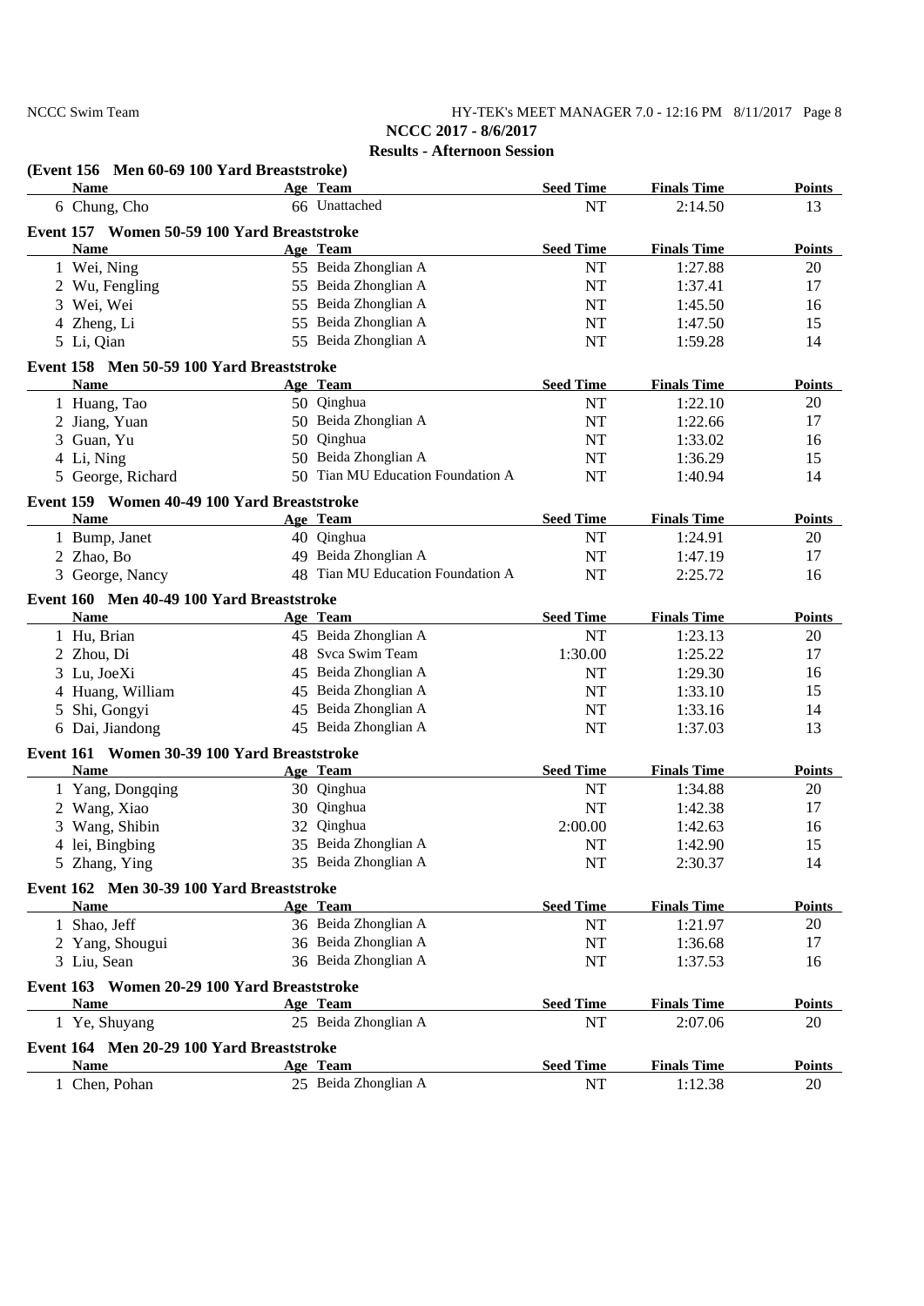NCCC 2017 - 8/6/2017

Results - Afternoon Session

### (Event 156 Men 60-69 100 Yard Breaststroke)

| Name | Age | Team | Seed Time | Finals Time | Points |
|---|---|---|---|---|---|
| 6 Chung, Cho | 66 | Unattached | NT | 2:14.50 | 13 |

### Event 157 Women 50-59 100 Yard Breaststroke

| Name | Age | Team | Seed Time | Finals Time | Points |
|---|---|---|---|---|---|
| 1 Wei, Ning | 55 | Beida Zhonglian A | NT | 1:27.88 | 20 |
| 2 Wu, Fengling | 55 | Beida Zhonglian A | NT | 1:37.41 | 17 |
| 3 Wei, Wei | 55 | Beida Zhonglian A | NT | 1:45.50 | 16 |
| 4 Zheng, Li | 55 | Beida Zhonglian A | NT | 1:47.50 | 15 |
| 5 Li, Qian | 55 | Beida Zhonglian A | NT | 1:59.28 | 14 |

### Event 158 Men 50-59 100 Yard Breaststroke

| Name | Age | Team | Seed Time | Finals Time | Points |
|---|---|---|---|---|---|
| 1 Huang, Tao | 50 | Qinghua | NT | 1:22.10 | 20 |
| 2 Jiang, Yuan | 50 | Beida Zhonglian A | NT | 1:22.66 | 17 |
| 3 Guan, Yu | 50 | Qinghua | NT | 1:33.02 | 16 |
| 4 Li, Ning | 50 | Beida Zhonglian A | NT | 1:36.29 | 15 |
| 5 George, Richard | 50 | Tian MU Education Foundation A | NT | 1:40.94 | 14 |

### Event 159 Women 40-49 100 Yard Breaststroke

| Name | Age | Team | Seed Time | Finals Time | Points |
|---|---|---|---|---|---|
| 1 Bump, Janet | 40 | Qinghua | NT | 1:24.91 | 20 |
| 2 Zhao, Bo | 49 | Beida Zhonglian A | NT | 1:47.19 | 17 |
| 3 George, Nancy | 48 | Tian MU Education Foundation A | NT | 2:25.72 | 16 |

### Event 160 Men 40-49 100 Yard Breaststroke

| Name | Age | Team | Seed Time | Finals Time | Points |
|---|---|---|---|---|---|
| 1 Hu, Brian | 45 | Beida Zhonglian A | NT | 1:23.13 | 20 |
| 2 Zhou, Di | 48 | Svca Swim Team | 1:30.00 | 1:25.22 | 17 |
| 3 Lu, JoeXi | 45 | Beida Zhonglian A | NT | 1:29.30 | 16 |
| 4 Huang, William | 45 | Beida Zhonglian A | NT | 1:33.10 | 15 |
| 5 Shi, Gongyi | 45 | Beida Zhonglian A | NT | 1:33.16 | 14 |
| 6 Dai, Jiandong | 45 | Beida Zhonglian A | NT | 1:37.03 | 13 |

### Event 161 Women 30-39 100 Yard Breaststroke

| Name | Age | Team | Seed Time | Finals Time | Points |
|---|---|---|---|---|---|
| 1 Yang, Dongqing | 30 | Qinghua | NT | 1:34.88 | 20 |
| 2 Wang, Xiao | 30 | Qinghua | NT | 1:42.38 | 17 |
| 3 Wang, Shibin | 32 | Qinghua | 2:00.00 | 1:42.63 | 16 |
| 4 lei, Bingbing | 35 | Beida Zhonglian A | NT | 1:42.90 | 15 |
| 5 Zhang, Ying | 35 | Beida Zhonglian A | NT | 2:30.37 | 14 |

### Event 162 Men 30-39 100 Yard Breaststroke

| Name | Age | Team | Seed Time | Finals Time | Points |
|---|---|---|---|---|---|
| 1 Shao, Jeff | 36 | Beida Zhonglian A | NT | 1:21.97 | 20 |
| 2 Yang, Shougui | 36 | Beida Zhonglian A | NT | 1:36.68 | 17 |
| 3 Liu, Sean | 36 | Beida Zhonglian A | NT | 1:37.53 | 16 |

### Event 163 Women 20-29 100 Yard Breaststroke

| Name | Age | Team | Seed Time | Finals Time | Points |
|---|---|---|---|---|---|
| 1 Ye, Shuyang | 25 | Beida Zhonglian A | NT | 2:07.06 | 20 |

### Event 164 Men 20-29 100 Yard Breaststroke

| Name | Age | Team | Seed Time | Finals Time | Points |
|---|---|---|---|---|---|
| 1 Chen, Pohan | 25 | Beida Zhonglian A | NT | 1:12.38 | 20 |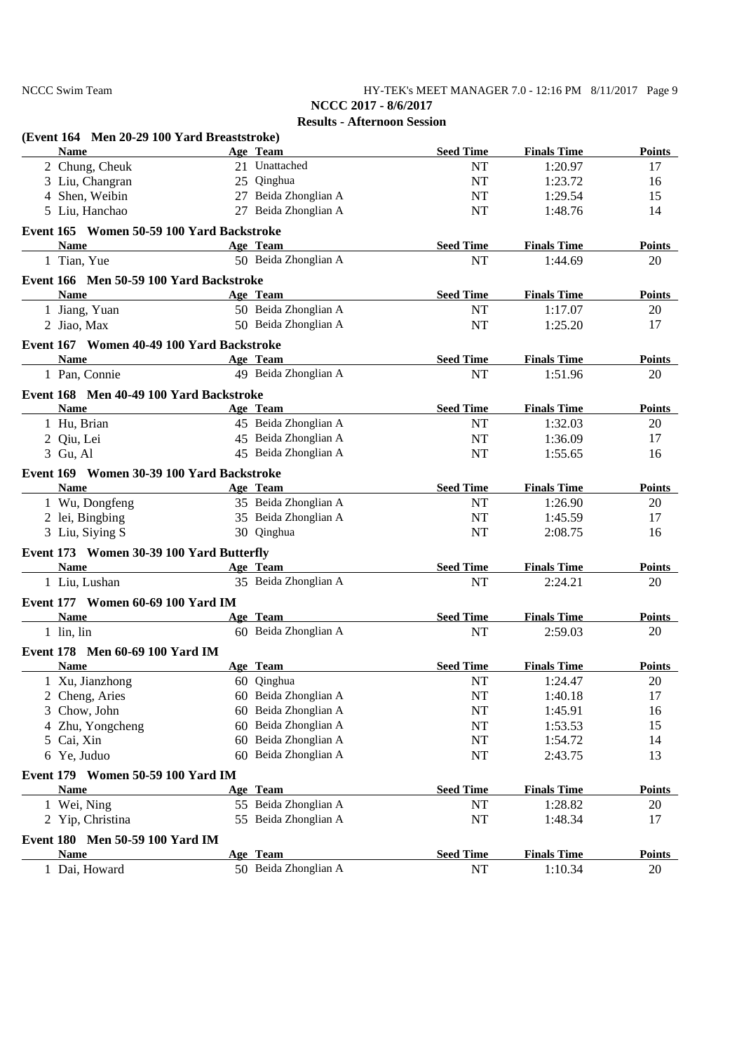## NCCC 2017 - 8/6/2017

### Results - Afternoon Session

**(Event 164 Men 20-29 100 Yard Breaststroke)**

| | Name | Age | Team | Seed Time | Finals Time | Points |
|---|---|---|---|---|---|---|
| 2 | Chung, Cheuk | 21 | Unattached | NT | 1:20.97 | 17 |
| 3 | Liu, Changran | 25 | Qinghua | NT | 1:23.72 | 16 |
| 4 | Shen, Weibin | 27 | Beida Zhonglian A | NT | 1:29.54 | 15 |
| 5 | Liu, Hanchao | 27 | Beida Zhonglian A | NT | 1:48.76 | 14 |

**Event 165 Women 50-59 100 Yard Backstroke**

| | Name | Age | Team | Seed Time | Finals Time | Points |
|---|---|---|---|---|---|---|
| 1 | Tian, Yue | 50 | Beida Zhonglian A | NT | 1:44.69 | 20 |

**Event 166 Men 50-59 100 Yard Backstroke**

| | Name | Age | Team | Seed Time | Finals Time | Points |
|---|---|---|---|---|---|---|
| 1 | Jiang, Yuan | 50 | Beida Zhonglian A | NT | 1:17.07 | 20 |
| 2 | Jiao, Max | 50 | Beida Zhonglian A | NT | 1:25.20 | 17 |

**Event 167 Women 40-49 100 Yard Backstroke**

| | Name | Age | Team | Seed Time | Finals Time | Points |
|---|---|---|---|---|---|---|
| 1 | Pan, Connie | 49 | Beida Zhonglian A | NT | 1:51.96 | 20 |

**Event 168 Men 40-49 100 Yard Backstroke**

| | Name | Age | Team | Seed Time | Finals Time | Points |
|---|---|---|---|---|---|---|
| 1 | Hu, Brian | 45 | Beida Zhonglian A | NT | 1:32.03 | 20 |
| 2 | Qiu, Lei | 45 | Beida Zhonglian A | NT | 1:36.09 | 17 |
| 3 | Gu, Al | 45 | Beida Zhonglian A | NT | 1:55.65 | 16 |

**Event 169 Women 30-39 100 Yard Backstroke**

| | Name | Age | Team | Seed Time | Finals Time | Points |
|---|---|---|---|---|---|---|
| 1 | Wu, Dongfeng | 35 | Beida Zhonglian A | NT | 1:26.90 | 20 |
| 2 | lei, Bingbing | 35 | Beida Zhonglian A | NT | 1:45.59 | 17 |
| 3 | Liu, Siying S | 30 | Qinghua | NT | 2:08.75 | 16 |

**Event 173 Women 30-39 100 Yard Butterfly**

| | Name | Age | Team | Seed Time | Finals Time | Points |
|---|---|---|---|---|---|---|
| 1 | Liu, Lushan | 35 | Beida Zhonglian A | NT | 2:24.21 | 20 |

**Event 177 Women 60-69 100 Yard IM**

| | Name | Age | Team | Seed Time | Finals Time | Points |
|---|---|---|---|---|---|---|
| 1 | lin, lin | 60 | Beida Zhonglian A | NT | 2:59.03 | 20 |

**Event 178 Men 60-69 100 Yard IM**

| | Name | Age | Team | Seed Time | Finals Time | Points |
|---|---|---|---|---|---|---|
| 1 | Xu, Jianzhong | 60 | Qinghua | NT | 1:24.47 | 20 |
| 2 | Cheng, Aries | 60 | Beida Zhonglian A | NT | 1:40.18 | 17 |
| 3 | Chow, John | 60 | Beida Zhonglian A | NT | 1:45.91 | 16 |
| 4 | Zhu, Yongcheng | 60 | Beida Zhonglian A | NT | 1:53.53 | 15 |
| 5 | Cai, Xin | 60 | Beida Zhonglian A | NT | 1:54.72 | 14 |
| 6 | Ye, Juduo | 60 | Beida Zhonglian A | NT | 2:43.75 | 13 |

**Event 179 Women 50-59 100 Yard IM**

| | Name | Age | Team | Seed Time | Finals Time | Points |
|---|---|---|---|---|---|---|
| 1 | Wei, Ning | 55 | Beida Zhonglian A | NT | 1:28.82 | 20 |
| 2 | Yip, Christina | 55 | Beida Zhonglian A | NT | 1:48.34 | 17 |

**Event 180 Men 50-59 100 Yard IM**

| | Name | Age | Team | Seed Time | Finals Time | Points |
|---|---|---|---|---|---|---|
| 1 | Dai, Howard | 50 | Beida Zhonglian A | NT | 1:10.34 | 20 |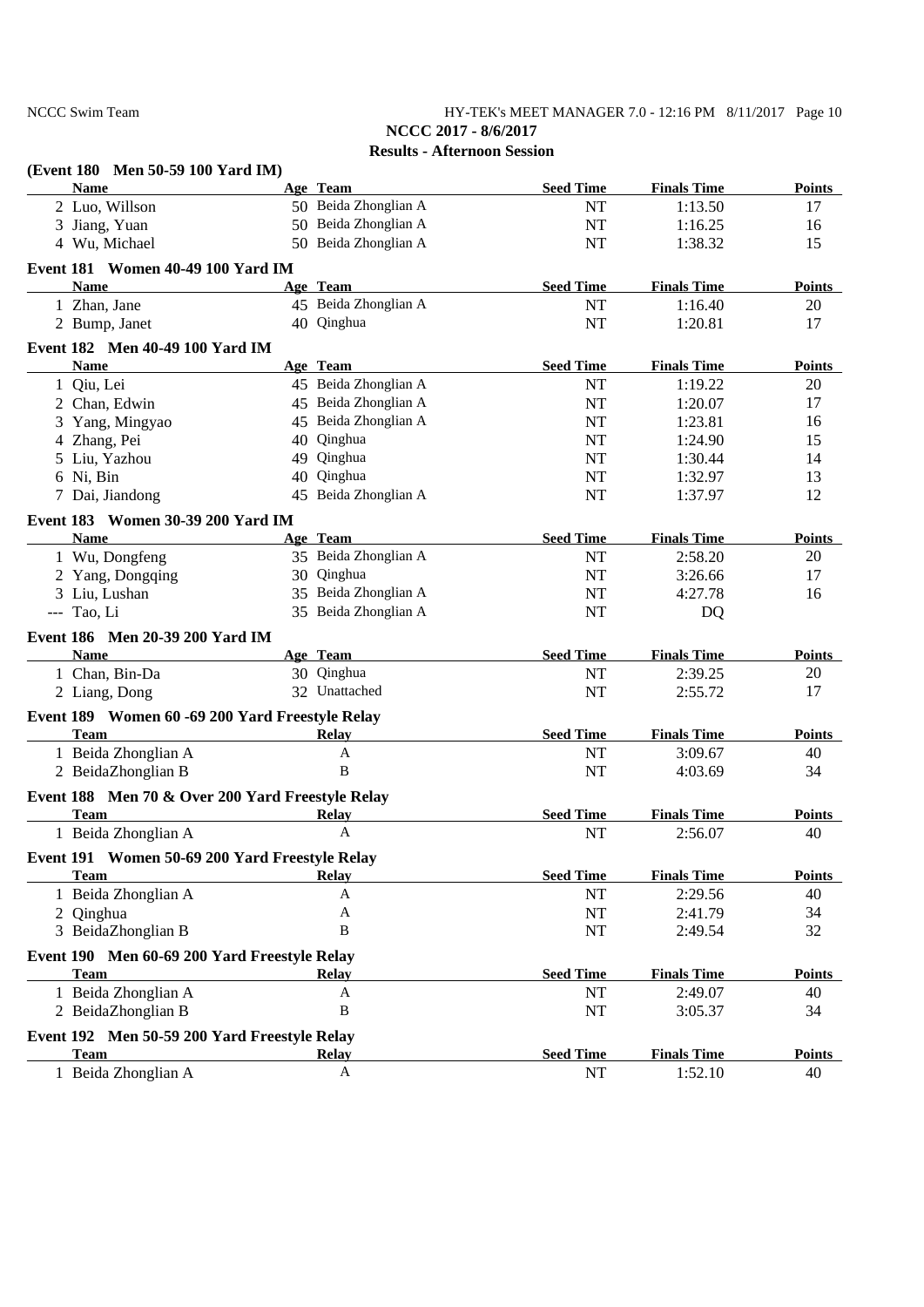**NCCC 2017 - 8/6/2017**

**Results - Afternoon Session**

**(Event 180 Men 50-59 100 Yard IM)**

| | Name | Age | Team | Seed Time | Finals Time | Points |
|---|---|---|---|---|---|---|
| 2 | Luo, Willson | 50 | Beida Zhonglian A | NT | 1:13.50 | 17 |
| 3 | Jiang, Yuan | 50 | Beida Zhonglian A | NT | 1:16.25 | 16 |
| 4 | Wu, Michael | 50 | Beida Zhonglian A | NT | 1:38.32 | 15 |

**Event 181 Women 40-49 100 Yard IM**

| | Name | Age | Team | Seed Time | Finals Time | Points |
|---|---|---|---|---|---|---|
| 1 | Zhan, Jane | 45 | Beida Zhonglian A | NT | 1:16.40 | 20 |
| 2 | Bump, Janet | 40 | Qinghua | NT | 1:20.81 | 17 |

**Event 182 Men 40-49 100 Yard IM**

| | Name | Age | Team | Seed Time | Finals Time | Points |
|---|---|---|---|---|---|---|
| 1 | Qiu, Lei | 45 | Beida Zhonglian A | NT | 1:19.22 | 20 |
| 2 | Chan, Edwin | 45 | Beida Zhonglian A | NT | 1:20.07 | 17 |
| 3 | Yang, Mingyao | 45 | Beida Zhonglian A | NT | 1:23.81 | 16 |
| 4 | Zhang, Pei | 40 | Qinghua | NT | 1:24.90 | 15 |
| 5 | Liu, Yazhou | 49 | Qinghua | NT | 1:30.44 | 14 |
| 6 | Ni, Bin | 40 | Qinghua | NT | 1:32.97 | 13 |
| 7 | Dai, Jiandong | 45 | Beida Zhonglian A | NT | 1:37.97 | 12 |

**Event 183 Women 30-39 200 Yard IM**

| | Name | Age | Team | Seed Time | Finals Time | Points |
|---|---|---|---|---|---|---|
| 1 | Wu, Dongfeng | 35 | Beida Zhonglian A | NT | 2:58.20 | 20 |
| 2 | Yang, Dongqing | 30 | Qinghua | NT | 3:26.66 | 17 |
| 3 | Liu, Lushan | 35 | Beida Zhonglian A | NT | 4:27.78 | 16 |
| --- | Tao, Li | 35 | Beida Zhonglian A | NT | DQ | |

**Event 186 Men 20-39 200 Yard IM**

| | Name | Age | Team | Seed Time | Finals Time | Points |
|---|---|---|---|---|---|---|
| 1 | Chan, Bin-Da | 30 | Qinghua | NT | 2:39.25 | 20 |
| 2 | Liang, Dong | 32 | Unattached | NT | 2:55.72 | 17 |

**Event 189 Women 60 -69 200 Yard Freestyle Relay**

| | Team | Relay | Seed Time | Finals Time | Points |
|---|---|---|---|---|---|
| 1 | Beida Zhonglian A | A | NT | 3:09.67 | 40 |
| 2 | BeidaZhonglian B | B | NT | 4:03.69 | 34 |

**Event 188 Men 70 & Over 200 Yard Freestyle Relay**

| | Team | Relay | Seed Time | Finals Time | Points |
|---|---|---|---|---|---|
| 1 | Beida Zhonglian A | A | NT | 2:56.07 | 40 |

**Event 191 Women 50-69 200 Yard Freestyle Relay**

| | Team | Relay | Seed Time | Finals Time | Points |
|---|---|---|---|---|---|
| 1 | Beida Zhonglian A | A | NT | 2:29.56 | 40 |
| 2 | Qinghua | A | NT | 2:41.79 | 34 |
| 3 | BeidaZhonglian B | B | NT | 2:49.54 | 32 |

**Event 190 Men 60-69 200 Yard Freestyle Relay**

| | Team | Relay | Seed Time | Finals Time | Points |
|---|---|---|---|---|---|
| 1 | Beida Zhonglian A | A | NT | 2:49.07 | 40 |
| 2 | BeidaZhonglian B | B | NT | 3:05.37 | 34 |

**Event 192 Men 50-59 200 Yard Freestyle Relay**

| | Team | Relay | Seed Time | Finals Time | Points |
|---|---|---|---|---|---|
| 1 | Beida Zhonglian A | A | NT | 1:52.10 | 40 |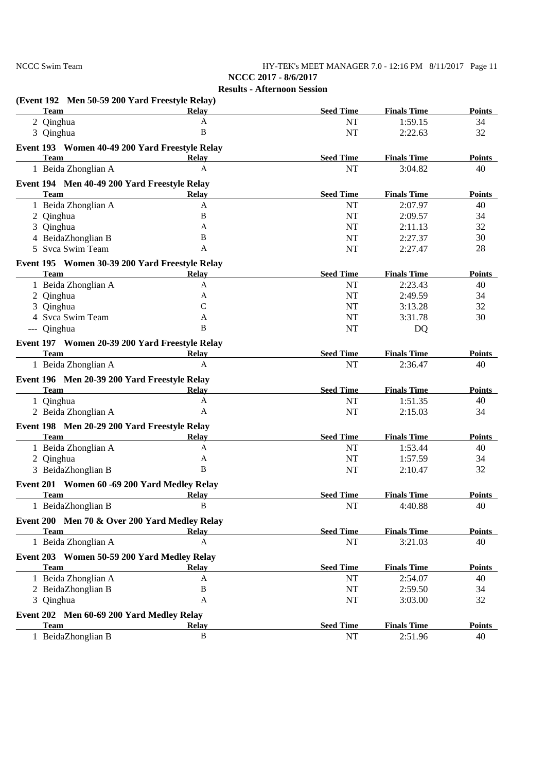**NCCC 2017 - 8/6/2017**

**Results - Afternoon Session**

**(Event 192 Men 50-59 200 Yard Freestyle Relay)**

| | Team | Relay | Seed Time | Finals Time | Points |
|---|---|---|---|---|---|
| 2 | Qinghua | A | NT | 1:59.15 | 34 |
| 3 | Qinghua | B | NT | 2:22.63 | 32 |

**Event 193 Women 40-49 200 Yard Freestyle Relay**

| | Team | Relay | Seed Time | Finals Time | Points |
|---|---|---|---|---|---|
| 1 | Beida Zhonglian A | A | NT | 3:04.82 | 40 |

**Event 194 Men 40-49 200 Yard Freestyle Relay**

| | Team | Relay | Seed Time | Finals Time | Points |
|---|---|---|---|---|---|
| 1 | Beida Zhonglian A | A | NT | 2:07.97 | 40 |
| 2 | Qinghua | B | NT | 2:09.57 | 34 |
| 3 | Qinghua | A | NT | 2:11.13 | 32 |
| 4 | BeidaZhonglian B | B | NT | 2:27.37 | 30 |
| 5 | Svca Swim Team | A | NT | 2:27.47 | 28 |

**Event 195 Women 30-39 200 Yard Freestyle Relay**

| | Team | Relay | Seed Time | Finals Time | Points |
|---|---|---|---|---|---|
| 1 | Beida Zhonglian A | A | NT | 2:23.43 | 40 |
| 2 | Qinghua | A | NT | 2:49.59 | 34 |
| 3 | Qinghua | C | NT | 3:13.28 | 32 |
| 4 | Svca Swim Team | A | NT | 3:31.78 | 30 |
| --- | Qinghua | B | NT | DQ | |

**Event 197 Women 20-39 200 Yard Freestyle Relay**

| | Team | Relay | Seed Time | Finals Time | Points |
|---|---|---|---|---|---|
| 1 | Beida Zhonglian A | A | NT | 2:36.47 | 40 |

**Event 196 Men 20-39 200 Yard Freestyle Relay**

| | Team | Relay | Seed Time | Finals Time | Points |
|---|---|---|---|---|---|
| 1 | Qinghua | A | NT | 1:51.35 | 40 |
| 2 | Beida Zhonglian A | A | NT | 2:15.03 | 34 |

**Event 198 Men 20-29 200 Yard Freestyle Relay**

| | Team | Relay | Seed Time | Finals Time | Points |
|---|---|---|---|---|---|
| 1 | Beida Zhonglian A | A | NT | 1:53.44 | 40 |
| 2 | Qinghua | A | NT | 1:57.59 | 34 |
| 3 | BeidaZhonglian B | B | NT | 2:10.47 | 32 |

**Event 201 Women 60 -69 200 Yard Medley Relay**

| | Team | Relay | Seed Time | Finals Time | Points |
|---|---|---|---|---|---|
| 1 | BeidaZhonglian B | B | NT | 4:40.88 | 40 |

**Event 200 Men 70 & Over 200 Yard Medley Relay**

| | Team | Relay | Seed Time | Finals Time | Points |
|---|---|---|---|---|---|
| 1 | Beida Zhonglian A | A | NT | 3:21.03 | 40 |

**Event 203 Women 50-59 200 Yard Medley Relay**

| | Team | Relay | Seed Time | Finals Time | Points |
|---|---|---|---|---|---|
| 1 | Beida Zhonglian A | A | NT | 2:54.07 | 40 |
| 2 | BeidaZhonglian B | B | NT | 2:59.50 | 34 |
| 3 | Qinghua | A | NT | 3:03.00 | 32 |

**Event 202 Men 60-69 200 Yard Medley Relay**

| | Team | Relay | Seed Time | Finals Time | Points |
|---|---|---|---|---|---|
| 1 | BeidaZhonglian B | B | NT | 2:51.96 | 40 |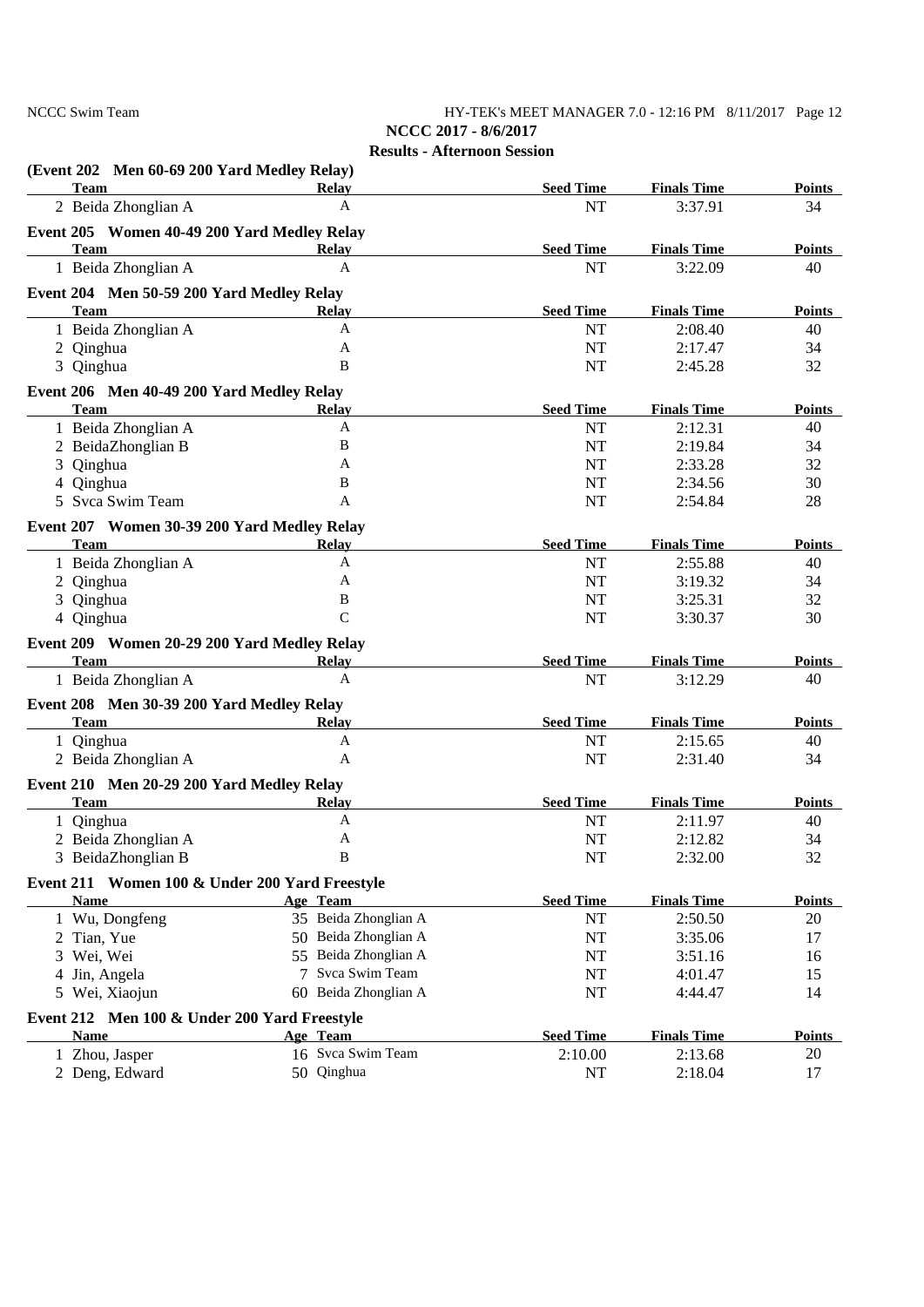NCCC 2017 - 8/6/2017

Results - Afternoon Session

**(Event 202 Men 60-69 200 Yard Medley Relay)**

| | Team | Relay | Seed Time | Finals Time | Points |
|---|---|---|---|---|---|
| 2 | Beida Zhonglian A | A | NT | 3:37.91 | 34 |

**Event 205 Women 40-49 200 Yard Medley Relay**

| | Team | Relay | Seed Time | Finals Time | Points |
|---|---|---|---|---|---|
| 1 | Beida Zhonglian A | A | NT | 3:22.09 | 40 |

**Event 204 Men 50-59 200 Yard Medley Relay**

| | Team | Relay | Seed Time | Finals Time | Points |
|---|---|---|---|---|---|
| 1 | Beida Zhonglian A | A | NT | 2:08.40 | 40 |
| 2 | Qinghua | A | NT | 2:17.47 | 34 |
| 3 | Qinghua | B | NT | 2:45.28 | 32 |

**Event 206 Men 40-49 200 Yard Medley Relay**

| | Team | Relay | Seed Time | Finals Time | Points |
|---|---|---|---|---|---|
| 1 | Beida Zhonglian A | A | NT | 2:12.31 | 40 |
| 2 | BeidaZhonglian B | B | NT | 2:19.84 | 34 |
| 3 | Qinghua | A | NT | 2:33.28 | 32 |
| 4 | Qinghua | B | NT | 2:34.56 | 30 |
| 5 | Svca Swim Team | A | NT | 2:54.84 | 28 |

**Event 207 Women 30-39 200 Yard Medley Relay**

| | Team | Relay | Seed Time | Finals Time | Points |
|---|---|---|---|---|---|
| 1 | Beida Zhonglian A | A | NT | 2:55.88 | 40 |
| 2 | Qinghua | A | NT | 3:19.32 | 34 |
| 3 | Qinghua | B | NT | 3:25.31 | 32 |
| 4 | Qinghua | C | NT | 3:30.37 | 30 |

**Event 209 Women 20-29 200 Yard Medley Relay**

| | Team | Relay | Seed Time | Finals Time | Points |
|---|---|---|---|---|---|
| 1 | Beida Zhonglian A | A | NT | 3:12.29 | 40 |

**Event 208 Men 30-39 200 Yard Medley Relay**

| | Team | Relay | Seed Time | Finals Time | Points |
|---|---|---|---|---|---|
| 1 | Qinghua | A | NT | 2:15.65 | 40 |
| 2 | Beida Zhonglian A | A | NT | 2:31.40 | 34 |

**Event 210 Men 20-29 200 Yard Medley Relay**

| | Team | Relay | Seed Time | Finals Time | Points |
|---|---|---|---|---|---|
| 1 | Qinghua | A | NT | 2:11.97 | 40 |
| 2 | Beida Zhonglian A | A | NT | 2:12.82 | 34 |
| 3 | BeidaZhonglian B | B | NT | 2:32.00 | 32 |

**Event 211 Women 100 & Under 200 Yard Freestyle**

| | Name | Age | Team | Seed Time | Finals Time | Points |
|---|---|---|---|---|---|---|
| 1 | Wu, Dongfeng | 35 | Beida Zhonglian A | NT | 2:50.50 | 20 |
| 2 | Tian, Yue | 50 | Beida Zhonglian A | NT | 3:35.06 | 17 |
| 3 | Wei, Wei | 55 | Beida Zhonglian A | NT | 3:51.16 | 16 |
| 4 | Jin, Angela | 7 | Svca Swim Team | NT | 4:01.47 | 15 |
| 5 | Wei, Xiaojun | 60 | Beida Zhonglian A | NT | 4:44.47 | 14 |

**Event 212 Men 100 & Under 200 Yard Freestyle**

| | Name | Age | Team | Seed Time | Finals Time | Points |
|---|---|---|---|---|---|---|
| 1 | Zhou, Jasper | 16 | Svca Swim Team | 2:10.00 | 2:13.68 | 20 |
| 2 | Deng, Edward | 50 | Qinghua | NT | 2:18.04 | 17 |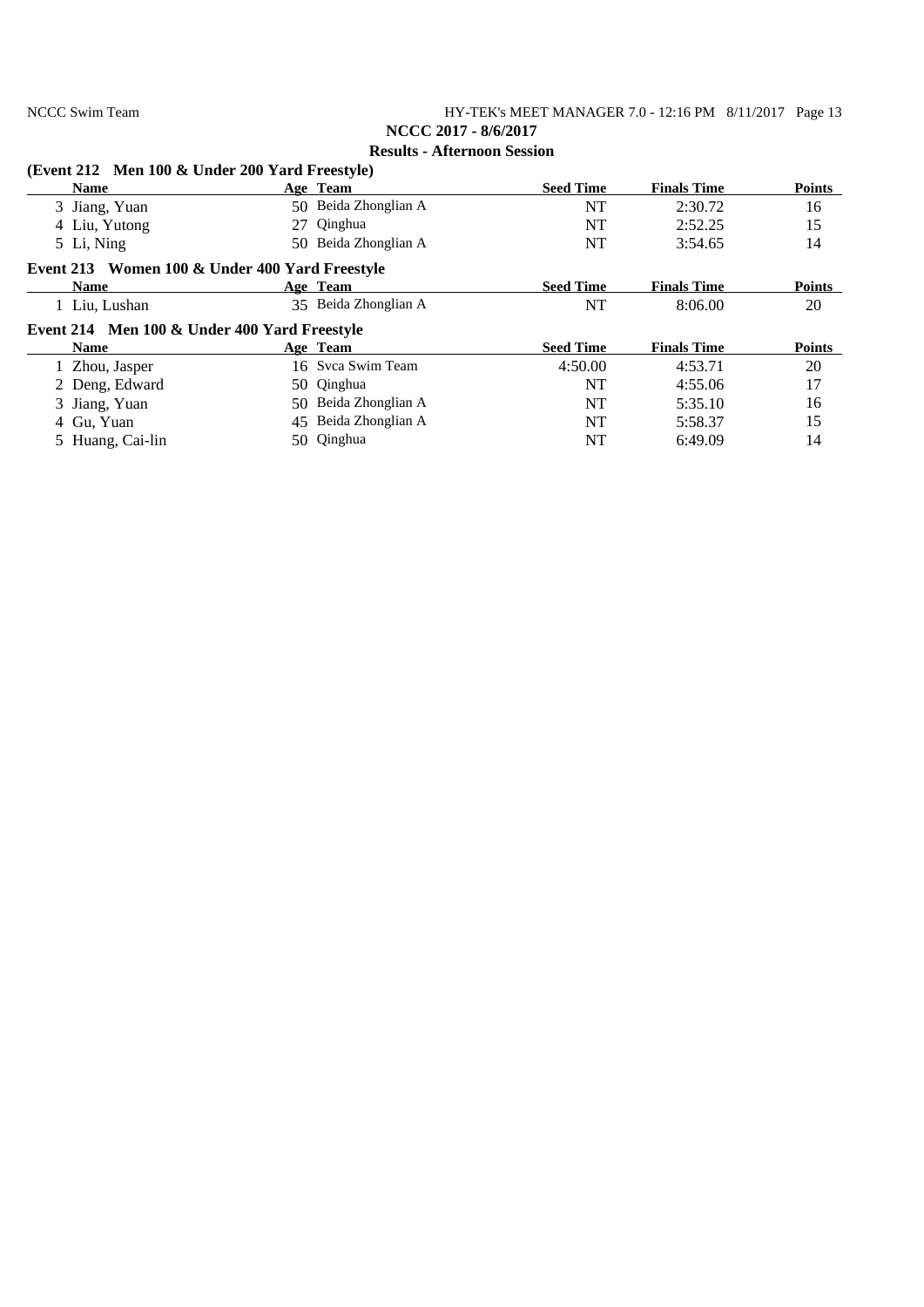## (Event 212 Men 100 & Under 200 Yard Freestyle)

| | Name | Age | Team | Seed Time | Finals Time | Points |
|---|---|---|---|---|---|---|
| 3 | Jiang, Yuan | 50 | Beida Zhonglian A | NT | 2:30.72 | 16 |
| 4 | Liu, Yutong | 27 | Qinghua | NT | 2:52.25 | 15 |
| 5 | Li, Ning | 50 | Beida Zhonglian A | NT | 3:54.65 | 14 |

## Event 213 Women 100 & Under 400 Yard Freestyle

| | Name | Age | Team | Seed Time | Finals Time | Points |
|---|---|---|---|---|---|---|
| 1 | Liu, Lushan | 35 | Beida Zhonglian A | NT | 8:06.00 | 20 |

## Event 214 Men 100 & Under 400 Yard Freestyle

| | Name | Age | Team | Seed Time | Finals Time | Points |
|---|---|---|---|---|---|---|
| 1 | Zhou, Jasper | 16 | Svca Swim Team | 4:50.00 | 4:53.71 | 20 |
| 2 | Deng, Edward | 50 | Qinghua | NT | 4:55.06 | 17 |
| 3 | Jiang, Yuan | 50 | Beida Zhonglian A | NT | 5:35.10 | 16 |
| 4 | Gu, Yuan | 45 | Beida Zhonglian A | NT | 5:58.37 | 15 |
| 5 | Huang, Cai-lin | 50 | Qinghua | NT | 6:49.09 | 14 |